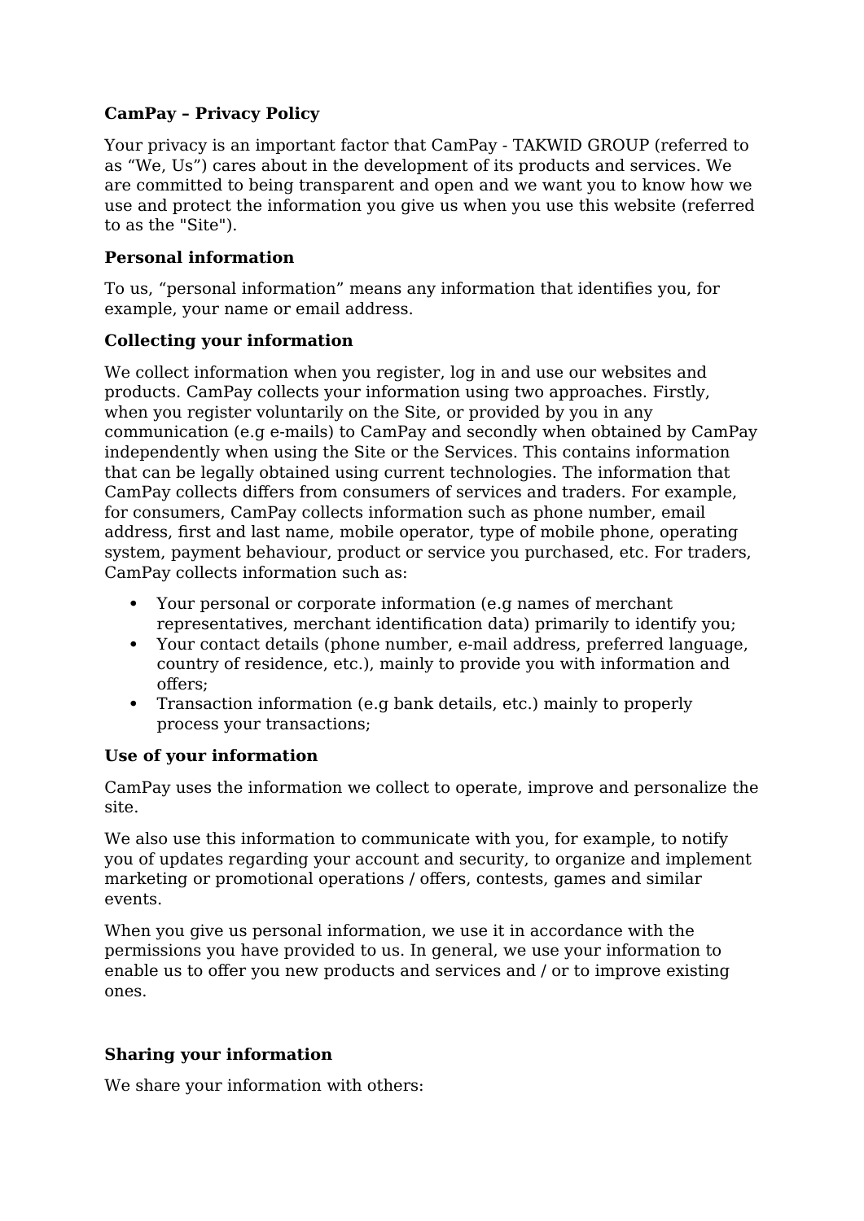**CamPay – Privacy Policy**

Your privacy is an important factor that CamPay - TAKWID GROUP (referred to as "We, Us") cares about in the development of its products and services. We are committed to being transparent and open and we want you to know how we use and protect the information you give us when you use this website (referred to as the "Site").

**Personal information**

To us, "personal information" means any information that identifies you, for example, your name or email address.

**Collecting your information**

We collect information when you register, log in and use our websites and products. CamPay collects your information using two approaches. Firstly, when you register voluntarily on the Site, or provided by you in any communication (e.g e-mails) to CamPay and secondly when obtained by CamPay independently when using the Site or the Services. This contains information that can be legally obtained using current technologies. The information that CamPay collects differs from consumers of services and traders. For example, for consumers, CamPay collects information such as phone number, email address, first and last name, mobile operator, type of mobile phone, operating system, payment behaviour, product or service you purchased, etc. For traders, CamPay collects information such as:

- Your personal or corporate information (e.g names of merchant representatives, merchant identification data) primarily to identify you;
- Your contact details (phone number, e-mail address, preferred language, country of residence, etc.), mainly to provide you with information and offers;
- Transaction information (e.g bank details, etc.) mainly to properly process your transactions;

**Use of your information**

CamPay uses the information we collect to operate, improve and personalize the site.

We also use this information to communicate with you, for example, to notify you of updates regarding your account and security, to organize and implement marketing or promotional operations / offers, contests, games and similar events.

When you give us personal information, we use it in accordance with the permissions you have provided to us. In general, we use your information to enable us to offer you new products and services and / or to improve existing ones.

**Sharing your information**

We share your information with others: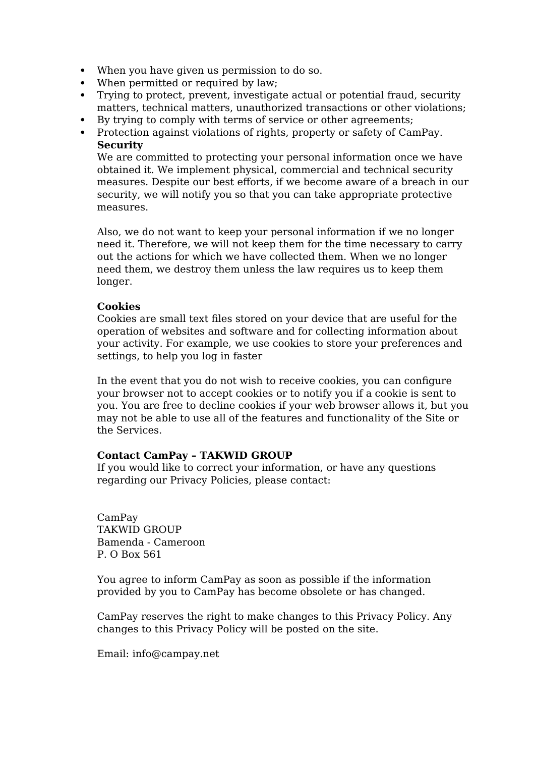- When you have given us permission to do so.
- When permitted or required by law;
- Trying to protect, prevent, investigate actual or potential fraud, security matters, technical matters, unauthorized transactions or other violations;
- By trying to comply with terms of service or other agreements;
- Protection against violations of rights, property or safety of CamPay.

**Security**

We are committed to protecting your personal information once we have obtained it. We implement physical, commercial and technical security measures. Despite our best efforts, if we become aware of a breach in our security, we will notify you so that you can take appropriate protective measures.

Also, we do not want to keep your personal information if we no longer need it. Therefore, we will not keep them for the time necessary to carry out the actions for which we have collected them. When we no longer need them, we destroy them unless the law requires us to keep them longer.

**Cookies**

Cookies are small text files stored on your device that are useful for the operation of websites and software and for collecting information about your activity. For example, we use cookies to store your preferences and settings, to help you log in faster

In the event that you do not wish to receive cookies, you can configure your browser not to accept cookies or to notify you if a cookie is sent to you. You are free to decline cookies if your web browser allows it, but you may not be able to use all of the features and functionality of the Site or the Services.

**Contact CamPay – TAKWID GROUP**

If you would like to correct your information, or have any questions regarding our Privacy Policies, please contact:

CamPay
TAKWID GROUP
Bamenda - Cameroon
P. O Box 561

You agree to inform CamPay as soon as possible if the information provided by you to CamPay has become obsolete or has changed.

CamPay reserves the right to make changes to this Privacy Policy. Any changes to this Privacy Policy will be posted on the site.

Email: info@campay.net